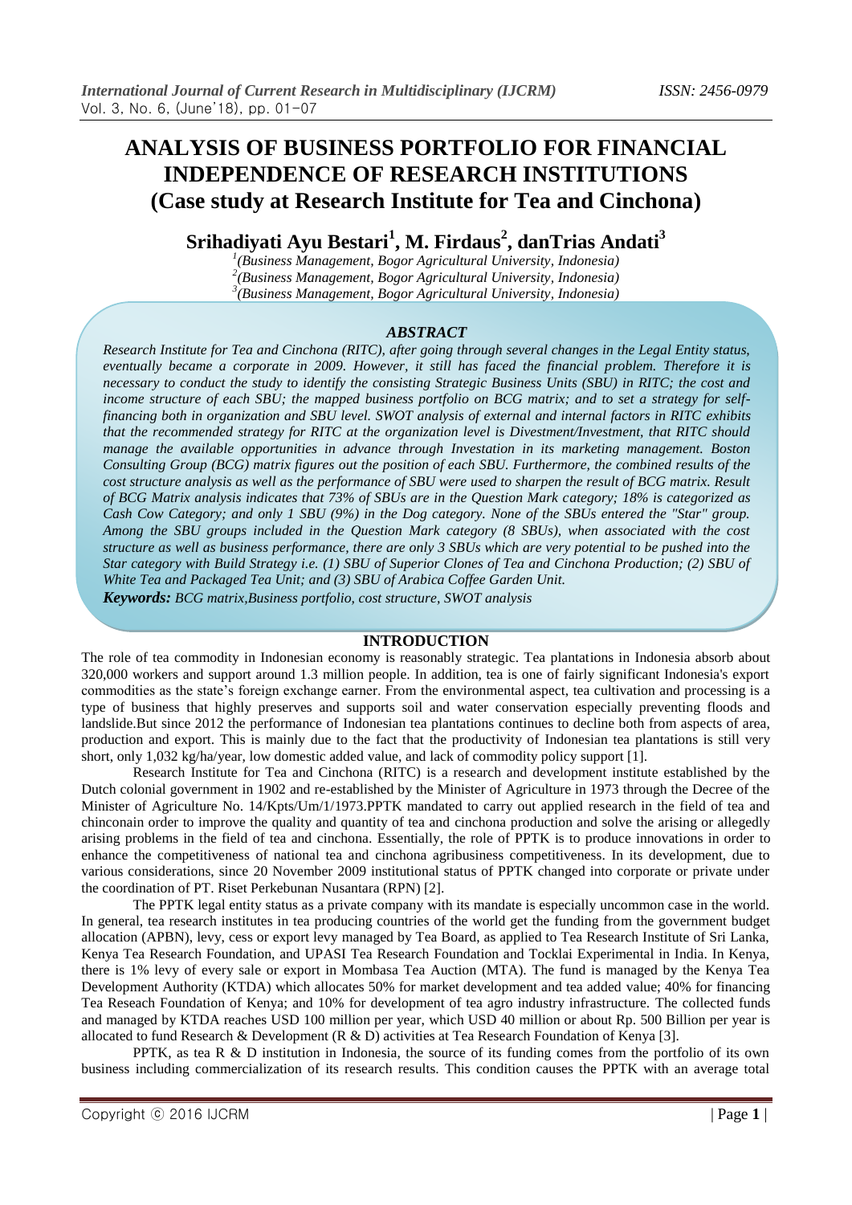# ANALYSIS OF BUSINESS PORTFOLIO FOR FINANCIAL INDEPENDENCE OF RESEARCH INSTITUTIONS (Case study at Research Institute for Tea and Cinchona)

**Srihadiyati Ayu Bestari[1], M. Firdaus[2], danTrias Andati[3]**

[1](Business Management, Bogor Agricultural University, Indonesia)
[2](Business Management, Bogor Agricultural University, Indonesia)
[3](Business Management, Bogor Agricultural University, Indonesia)

### *ABSTRACT*

*Research Institute for Tea and Cinchona (RITC), after going through several changes in the Legal Entity status, eventually became a corporate in 2009. However, it still has faced the financial problem. Therefore it is necessary to conduct the study to identify the consisting Strategic Business Units (SBU) in RITC; the cost and income structure of each SBU; the mapped business portfolio on BCG matrix; and to set a strategy for self-financing both in organization and SBU level. SWOT analysis of external and internal factors in RITC exhibits that the recommended strategy for RITC at the organization level is Divestment/Investment, that RITC should manage the available opportunities in advance through Investation in its marketing management. Boston Consulting Group (BCG) matrix figures out the position of each SBU. Furthermore, the combined results of the cost structure analysis as well as the performance of SBU were used to sharpen the result of BCG matrix. Result of BCG Matrix analysis indicates that 73% of SBUs are in the Question Mark category; 18% is categorized as Cash Cow Category; and only 1 SBU (9%) in the Dog category. None of the SBUs entered the "Star" group. Among the SBU groups included in the Question Mark category (8 SBUs), when associated with the cost structure as well as business performance, there are only 3 SBUs which are very potential to be pushed into the Star category with Build Strategy i.e. (1) SBU of Superior Clones of Tea and Cinchona Production; (2) SBU of White Tea and Packaged Tea Unit; and (3) SBU of Arabica Coffee Garden Unit.*

***Keywords:*** *BCG matrix,Business portfolio, cost structure, SWOT analysis*

## INTRODUCTION

The role of tea commodity in Indonesian economy is reasonably strategic. Tea plantations in Indonesia absorb about 320,000 workers and support around 1.3 million people. In addition, tea is one of fairly significant Indonesia's export commodities as the state's foreign exchange earner. From the environmental aspect, tea cultivation and processing is a type of business that highly preserves and supports soil and water conservation especially preventing floods and landslide.But since 2012 the performance of Indonesian tea plantations continues to decline both from aspects of area, production and export. This is mainly due to the fact that the productivity of Indonesian tea plantations is still very short, only 1,032 kg/ha/year, low domestic added value, and lack of commodity policy support [1].

Research Institute for Tea and Cinchona (RITC) is a research and development institute established by the Dutch colonial government in 1902 and re-established by the Minister of Agriculture in 1973 through the Decree of the Minister of Agriculture No. 14/Kpts/Um/1/1973.PPTK mandated to carry out applied research in the field of tea and chinconain order to improve the quality and quantity of tea and cinchona production and solve the arising or allegedly arising problems in the field of tea and cinchona. Essentially, the role of PPTK is to produce innovations in order to enhance the competitiveness of national tea and cinchona agribusiness competitiveness. In its development, due to various considerations, since 20 November 2009 institutional status of PPTK changed into corporate or private under the coordination of PT. Riset Perkebunan Nusantara (RPN) [2].

The PPTK legal entity status as a private company with its mandate is especially uncommon case in the world. In general, tea research institutes in tea producing countries of the world get the funding from the government budget allocation (APBN), levy, cess or export levy managed by Tea Board, as applied to Tea Research Institute of Sri Lanka, Kenya Tea Research Foundation, and UPASI Tea Research Foundation and Tocklai Experimental in India. In Kenya, there is 1% levy of every sale or export in Mombasa Tea Auction (MTA). The fund is managed by the Kenya Tea Development Authority (KTDA) which allocates 50% for market development and tea added value; 40% for financing Tea Reseach Foundation of Kenya; and 10% for development of tea agro industry infrastructure. The collected funds and managed by KTDA reaches USD 100 million per year, which USD 40 million or about Rp. 500 Billion per year is allocated to fund Research & Development (R & D) activities at Tea Research Foundation of Kenya [3].

PPTK, as tea R & D institution in Indonesia, the source of its funding comes from the portfolio of its own business including commercialization of its research results. This condition causes the PPTK with an average total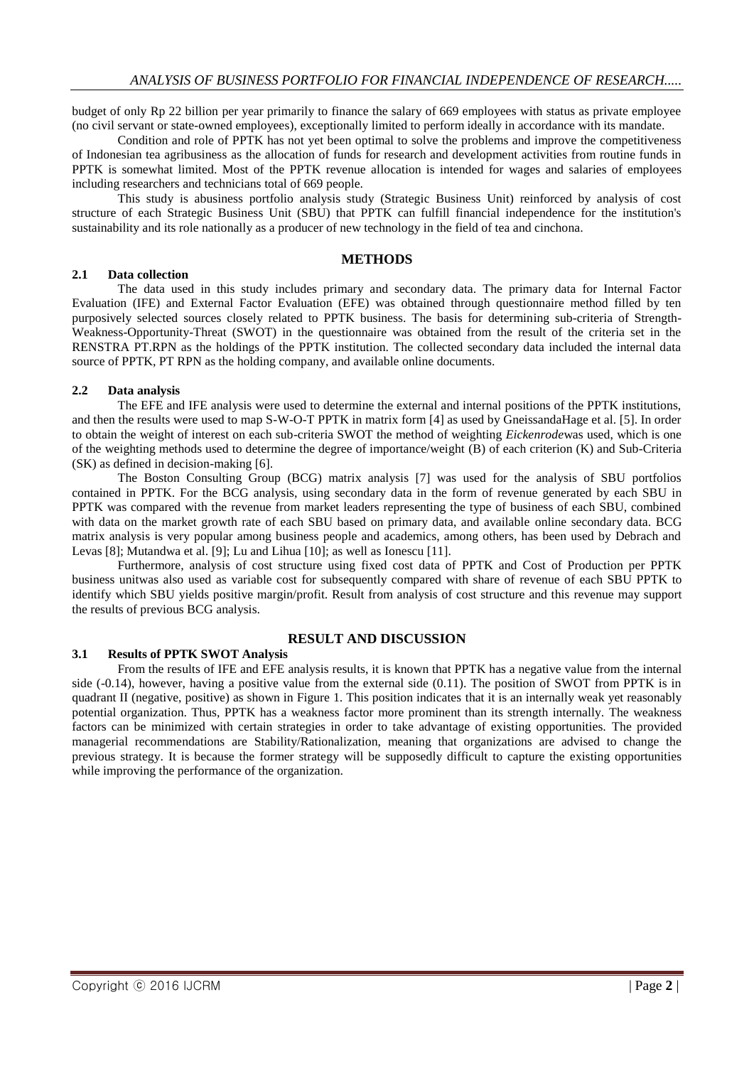budget of only Rp 22 billion per year primarily to finance the salary of 669 employees with status as private employee (no civil servant or state-owned employees), exceptionally limited to perform ideally in accordance with its mandate.

Condition and role of PPTK has not yet been optimal to solve the problems and improve the competitiveness of Indonesian tea agribusiness as the allocation of funds for research and development activities from routine funds in PPTK is somewhat limited. Most of the PPTK revenue allocation is intended for wages and salaries of employees including researchers and technicians total of 669 people.

This study is abusiness portfolio analysis study (Strategic Business Unit) reinforced by analysis of cost structure of each Strategic Business Unit (SBU) that PPTK can fulfill financial independence for the institution's sustainability and its role nationally as a producer of new technology in the field of tea and cinchona.

## METHODS

### 2.1 Data collection

The data used in this study includes primary and secondary data. The primary data for Internal Factor Evaluation (IFE) and External Factor Evaluation (EFE) was obtained through questionnaire method filled by ten purposively selected sources closely related to PPTK business. The basis for determining sub-criteria of Strength-Weakness-Opportunity-Threat (SWOT) in the questionnaire was obtained from the result of the criteria set in the RENSTRA PT.RPN as the holdings of the PPTK institution. The collected secondary data included the internal data source of PPTK, PT RPN as the holding company, and available online documents.

### 2.2 Data analysis

The EFE and IFE analysis were used to determine the external and internal positions of the PPTK institutions, and then the results were used to map S-W-O-T PPTK in matrix form [4] as used by GneissandaHage et al. [5]. In order to obtain the weight of interest on each sub-criteria SWOT the method of weighting *Eickenrode*was used, which is one of the weighting methods used to determine the degree of importance/weight (B) of each criterion (K) and Sub-Criteria (SK) as defined in decision-making [6].

The Boston Consulting Group (BCG) matrix analysis [7] was used for the analysis of SBU portfolios contained in PPTK. For the BCG analysis, using secondary data in the form of revenue generated by each SBU in PPTK was compared with the revenue from market leaders representing the type of business of each SBU, combined with data on the market growth rate of each SBU based on primary data, and available online secondary data. BCG matrix analysis is very popular among business people and academics, among others, has been used by Debrach and Levas [8]; Mutandwa et al. [9]; Lu and Lihua [10]; as well as Ionescu [11].

Furthermore, analysis of cost structure using fixed cost data of PPTK and Cost of Production per PPTK business unitwas also used as variable cost for subsequently compared with share of revenue of each SBU PPTK to identify which SBU yields positive margin/profit. Result from analysis of cost structure and this revenue may support the results of previous BCG analysis.

## RESULT AND DISCUSSION

### 3.1 Results of PPTK SWOT Analysis

From the results of IFE and EFE analysis results, it is known that PPTK has a negative value from the internal side (-0.14), however, having a positive value from the external side (0.11). The position of SWOT from PPTK is in quadrant II (negative, positive) as shown in Figure 1. This position indicates that it is an internally weak yet reasonably potential organization. Thus, PPTK has a weakness factor more prominent than its strength internally. The weakness factors can be minimized with certain strategies in order to take advantage of existing opportunities. The provided managerial recommendations are Stability/Rationalization, meaning that organizations are advised to change the previous strategy. It is because the former strategy will be supposedly difficult to capture the existing opportunities while improving the performance of the organization.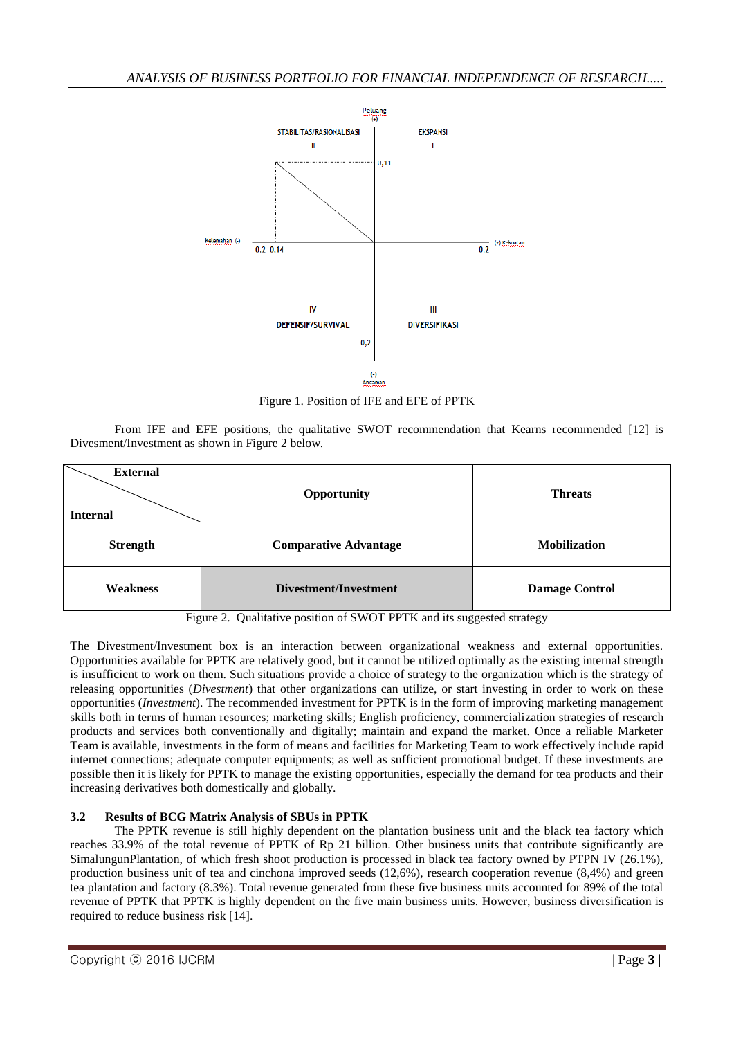Figure 1. Position of IFE and EFE of PPTK

From IFE and EFE positions, the qualitative SWOT recommendation that Kearns recommended [12] is Divesment/Investment as shown in Figure 2 below.

| External / Internal | Opportunity | Threats |
| --- | --- | --- |
| **Strength** | **Comparative Advantage** | **Mobilization** |
| **Weakness** | **Divestment/Investment** | **Damage Control** |

Figure 2. Qualitative position of SWOT PPTK and its suggested strategy

The Divestment/Investment box is an interaction between organizational weakness and external opportunities. Opportunities available for PPTK are relatively good, but it cannot be utilized optimally as the existing internal strength is insufficient to work on them. Such situations provide a choice of strategy to the organization which is the strategy of releasing opportunities (*Divestment*) that other organizations can utilize, or start investing in order to work on these opportunities (*Investment*). The recommended investment for PPTK is in the form of improving marketing management skills both in terms of human resources; marketing skills; English proficiency, commercialization strategies of research products and services both conventionally and digitally; maintain and expand the market. Once a reliable Marketer Team is available, investments in the form of means and facilities for Marketing Team to work effectively include rapid internet connections; adequate computer equipments; as well as sufficient promotional budget. If these investments are possible then it is likely for PPTK to manage the existing opportunities, especially the demand for tea products and their increasing derivatives both domestically and globally.

### 3.2 Results of BCG Matrix Analysis of SBUs in PPTK

The PPTK revenue is still highly dependent on the plantation business unit and the black tea factory which reaches 33.9% of the total revenue of PPTK of Rp 21 billion. Other business units that contribute significantly are SimalungunPlantation, of which fresh shoot production is processed in black tea factory owned by PTPN IV (26.1%), production business unit of tea and cinchona improved seeds (12,6%), research cooperation revenue (8,4%) and green tea plantation and factory (8.3%). Total revenue generated from these five business units accounted for 89% of the total revenue of PPTK that PPTK is highly dependent on the five main business units. However, business diversification is required to reduce business risk [14].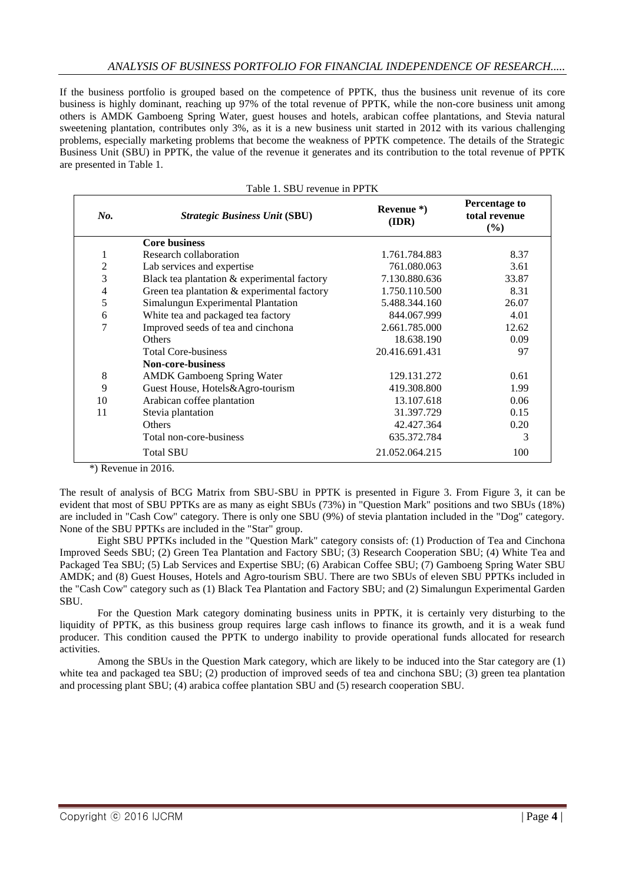If the business portfolio is grouped based on the competence of PPTK, thus the business unit revenue of its core business is highly dominant, reaching up 97% of the total revenue of PPTK, while the non-core business unit among others is AMDK Gamboeng Spring Water, guest houses and hotels, arabican coffee plantations, and Stevia natural sweetening plantation, contributes only 3%, as it is a new business unit started in 2012 with its various challenging problems, especially marketing problems that become the weakness of PPTK competence. The details of the Strategic Business Unit (SBU) in PPTK, the value of the revenue it generates and its contribution to the total revenue of PPTK are presented in Table 1.

Table 1. SBU revenue in PPTK

| ***No.*** | ***Strategic Business Unit* (SBU)** | **Revenue \*) (IDR)** | **Percentage to total revenue (%)** |
|---|---|---|---|
| | **Core business** | | |
| 1 | Research collaboration | 1.761.784.883 | 8.37 |
| 2 | Lab services and expertise | 761.080.063 | 3.61 |
| 3 | Black tea plantation & experimental factory | 7.130.880.636 | 33.87 |
| 4 | Green tea plantation & experimental factory | 1.750.110.500 | 8.31 |
| 5 | Simalungun Experimental Plantation | 5.488.344.160 | 26.07 |
| 6 | White tea and packaged tea factory | 844.067.999 | 4.01 |
| 7 | Improved seeds of tea and cinchona | 2.661.785.000 | 12.62 |
| | Others | 18.638.190 | 0.09 |
| | Total Core-business | 20.416.691.431 | 97 |
| | **Non-core-business** | | |
| 8 | AMDK Gamboeng Spring Water | 129.131.272 | 0.61 |
| 9 | Guest House, Hotels&Agro-tourism | 419.308.800 | 1.99 |
| 10 | Arabican coffee plantation | 13.107.618 | 0.06 |
| 11 | Stevia plantation | 31.397.729 | 0.15 |
| | Others | 42.427.364 | 0.20 |
| | Total non-core-business | 635.372.784 | 3 |
| | Total SBU | 21.052.064.215 | 100 |

*) Revenue in 2016.

The result of analysis of BCG Matrix from SBU-SBU in PPTK is presented in Figure 3. From Figure 3, it can be evident that most of SBU PPTKs are as many as eight SBUs (73%) in "Question Mark" positions and two SBUs (18%) are included in "Cash Cow" category. There is only one SBU (9%) of stevia plantation included in the "Dog" category. None of the SBU PPTKs are included in the "Star" group.

Eight SBU PPTKs included in the "Question Mark" category consists of: (1) Production of Tea and Cinchona Improved Seeds SBU; (2) Green Tea Plantation and Factory SBU; (3) Research Cooperation SBU; (4) White Tea and Packaged Tea SBU; (5) Lab Services and Expertise SBU; (6) Arabican Coffee SBU; (7) Gamboeng Spring Water SBU AMDK; and (8) Guest Houses, Hotels and Agro-tourism SBU. There are two SBUs of eleven SBU PPTKs included in the "Cash Cow" category such as (1) Black Tea Plantation and Factory SBU; and (2) Simalungun Experimental Garden SBU.

For the Question Mark category dominating business units in PPTK, it is certainly very disturbing to the liquidity of PPTK, as this business group requires large cash inflows to finance its growth, and it is a weak fund producer. This condition caused the PPTK to undergo inability to provide operational funds allocated for research activities.

Among the SBUs in the Question Mark category, which are likely to be induced into the Star category are (1) white tea and packaged tea SBU; (2) production of improved seeds of tea and cinchona SBU; (3) green tea plantation and processing plant SBU; (4) arabica coffee plantation SBU and (5) research cooperation SBU.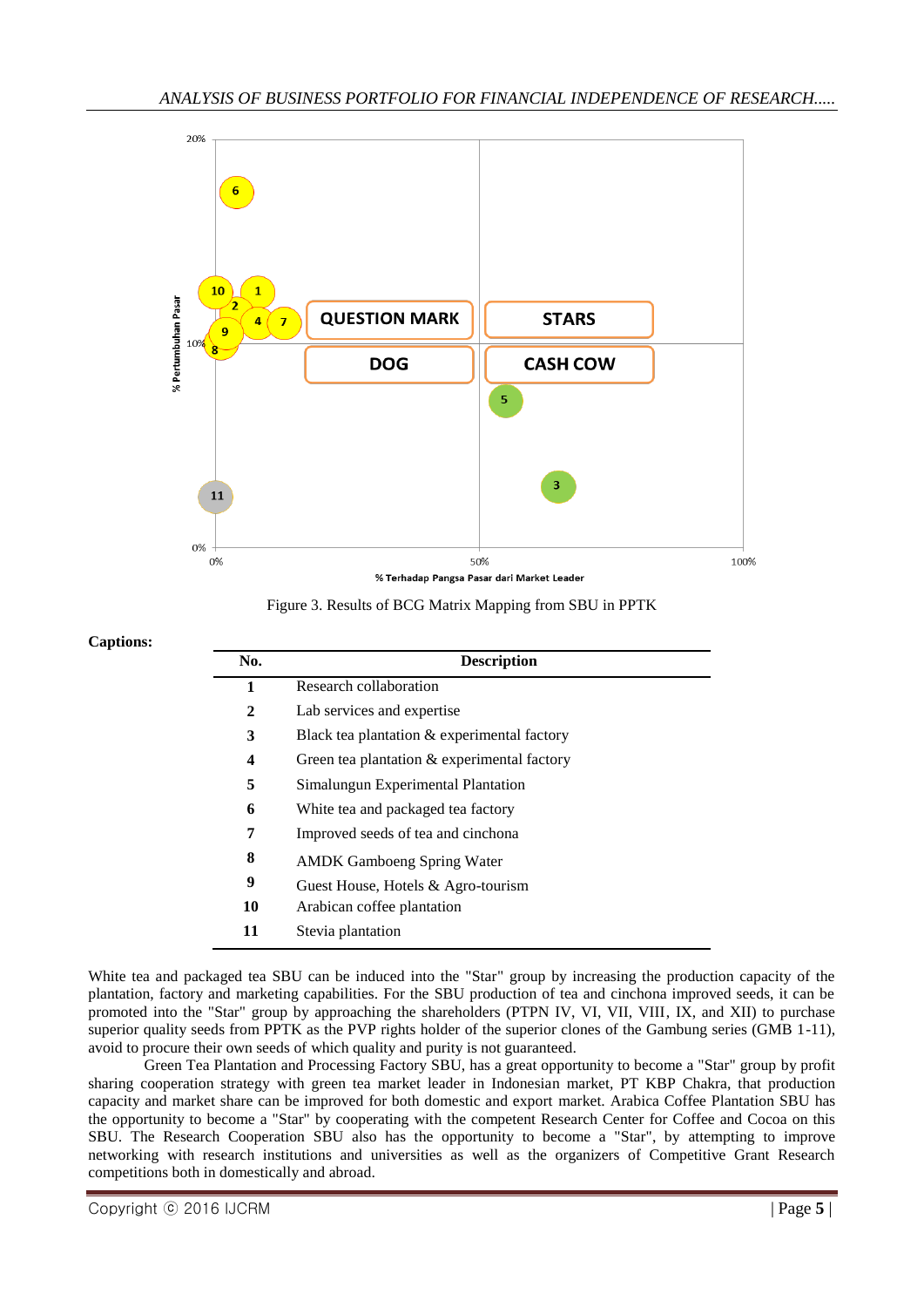Figure 3. Results of BCG Matrix Mapping from SBU in PPTK

**Captions:**

| No. | Description |
|---|---|
| **1** | Research collaboration |
| **2** | Lab services and expertise |
| **3** | Black tea plantation & experimental factory |
| **4** | Green tea plantation & experimental factory |
| **5** | Simalungun Experimental Plantation |
| **6** | White tea and packaged tea factory |
| **7** | Improved seeds of tea and cinchona |
| **8** | AMDK Gamboeng Spring Water |
| **9** | Guest House, Hotels & Agro-tourism |
| **10** | Arabican coffee plantation |
| **11** | Stevia plantation |

White tea and packaged tea SBU can be induced into the "Star" group by increasing the production capacity of the plantation, factory and marketing capabilities. For the SBU production of tea and cinchona improved seeds, it can be promoted into the "Star" group by approaching the shareholders (PTPN IV, VI, VII, VIII, IX, and XII) to purchase superior quality seeds from PPTK as the PVP rights holder of the superior clones of the Gambung series (GMB 1-11), avoid to procure their own seeds of which quality and purity is not guaranteed.

Green Tea Plantation and Processing Factory SBU, has a great opportunity to become a "Star" group by profit sharing cooperation strategy with green tea market leader in Indonesian market, PT KBP Chakra, that production capacity and market share can be improved for both domestic and export market. Arabica Coffee Plantation SBU has the opportunity to become a "Star" by cooperating with the competent Research Center for Coffee and Cocoa on this SBU. The Research Cooperation SBU also has the opportunity to become a "Star", by attempting to improve networking with research institutions and universities as well as the organizers of Competitive Grant Research competitions both in domestically and abroad.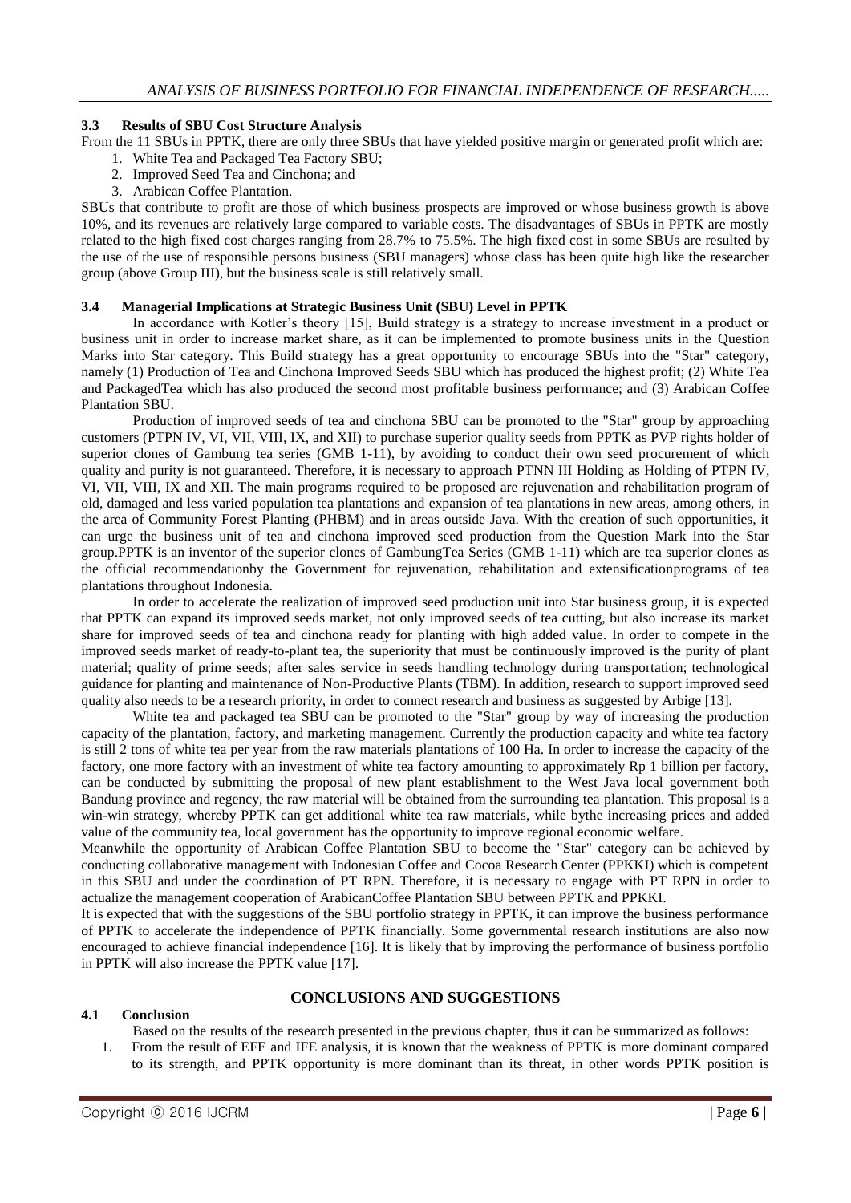### 3.3 Results of SBU Cost Structure Analysis

From the 11 SBUs in PPTK, there are only three SBUs that have yielded positive margin or generated profit which are:

1. White Tea and Packaged Tea Factory SBU;
2. Improved Seed Tea and Cinchona; and
3. Arabican Coffee Plantation.

SBUs that contribute to profit are those of which business prospects are improved or whose business growth is above 10%, and its revenues are relatively large compared to variable costs. The disadvantages of SBUs in PPTK are mostly related to the high fixed cost charges ranging from 28.7% to 75.5%. The high fixed cost in some SBUs are resulted by the use of the use of responsible persons business (SBU managers) whose class has been quite high like the researcher group (above Group III), but the business scale is still relatively small.

### 3.4 Managerial Implications at Strategic Business Unit (SBU) Level in PPTK

In accordance with Kotler's theory [15], Build strategy is a strategy to increase investment in a product or business unit in order to increase market share, as it can be implemented to promote business units in the Question Marks into Star category. This Build strategy has a great opportunity to encourage SBUs into the "Star" category, namely (1) Production of Tea and Cinchona Improved Seeds SBU which has produced the highest profit; (2) White Tea and PackagedTea which has also produced the second most profitable business performance; and (3) Arabican Coffee Plantation SBU.

Production of improved seeds of tea and cinchona SBU can be promoted to the "Star" group by approaching customers (PTPN IV, VI, VII, VIII, IX, and XII) to purchase superior quality seeds from PPTK as PVP rights holder of superior clones of Gambung tea series (GMB 1-11), by avoiding to conduct their own seed procurement of which quality and purity is not guaranteed. Therefore, it is necessary to approach PTNN III Holding as Holding of PTPN IV, VI, VII, VIII, IX and XII. The main programs required to be proposed are rejuvenation and rehabilitation program of old, damaged and less varied population tea plantations and expansion of tea plantations in new areas, among others, in the area of Community Forest Planting (PHBM) and in areas outside Java. With the creation of such opportunities, it can urge the business unit of tea and cinchona improved seed production from the Question Mark into the Star group.PPTK is an inventor of the superior clones of GambungTea Series (GMB 1-11) which are tea superior clones as the official recommendationby the Government for rejuvenation, rehabilitation and extensificationprograms of tea plantations throughout Indonesia.

In order to accelerate the realization of improved seed production unit into Star business group, it is expected that PPTK can expand its improved seeds market, not only improved seeds of tea cutting, but also increase its market share for improved seeds of tea and cinchona ready for planting with high added value. In order to compete in the improved seeds market of ready-to-plant tea, the superiority that must be continuously improved is the purity of plant material; quality of prime seeds; after sales service in seeds handling technology during transportation; technological guidance for planting and maintenance of Non-Productive Plants (TBM). In addition, research to support improved seed quality also needs to be a research priority, in order to connect research and business as suggested by Arbige [13].

White tea and packaged tea SBU can be promoted to the "Star" group by way of increasing the production capacity of the plantation, factory, and marketing management. Currently the production capacity and white tea factory is still 2 tons of white tea per year from the raw materials plantations of 100 Ha. In order to increase the capacity of the factory, one more factory with an investment of white tea factory amounting to approximately Rp 1 billion per factory, can be conducted by submitting the proposal of new plant establishment to the West Java local government both Bandung province and regency, the raw material will be obtained from the surrounding tea plantation. This proposal is a win-win strategy, whereby PPTK can get additional white tea raw materials, while bythe increasing prices and added value of the community tea, local government has the opportunity to improve regional economic welfare.

Meanwhile the opportunity of Arabican Coffee Plantation SBU to become the "Star" category can be achieved by conducting collaborative management with Indonesian Coffee and Cocoa Research Center (PPKKI) which is competent in this SBU and under the coordination of PT RPN. Therefore, it is necessary to engage with PT RPN in order to actualize the management cooperation of ArabicanCoffee Plantation SBU between PPTK and PPKKI.

It is expected that with the suggestions of the SBU portfolio strategy in PPTK, it can improve the business performance of PPTK to accelerate the independence of PPTK financially. Some governmental research institutions are also now encouraged to achieve financial independence [16]. It is likely that by improving the performance of business portfolio in PPTK will also increase the PPTK value [17].

## CONCLUSIONS AND SUGGESTIONS

### 4.1 Conclusion

Based on the results of the research presented in the previous chapter, thus it can be summarized as follows:

1. From the result of EFE and IFE analysis, it is known that the weakness of PPTK is more dominant compared to its strength, and PPTK opportunity is more dominant than its threat, in other words PPTK position is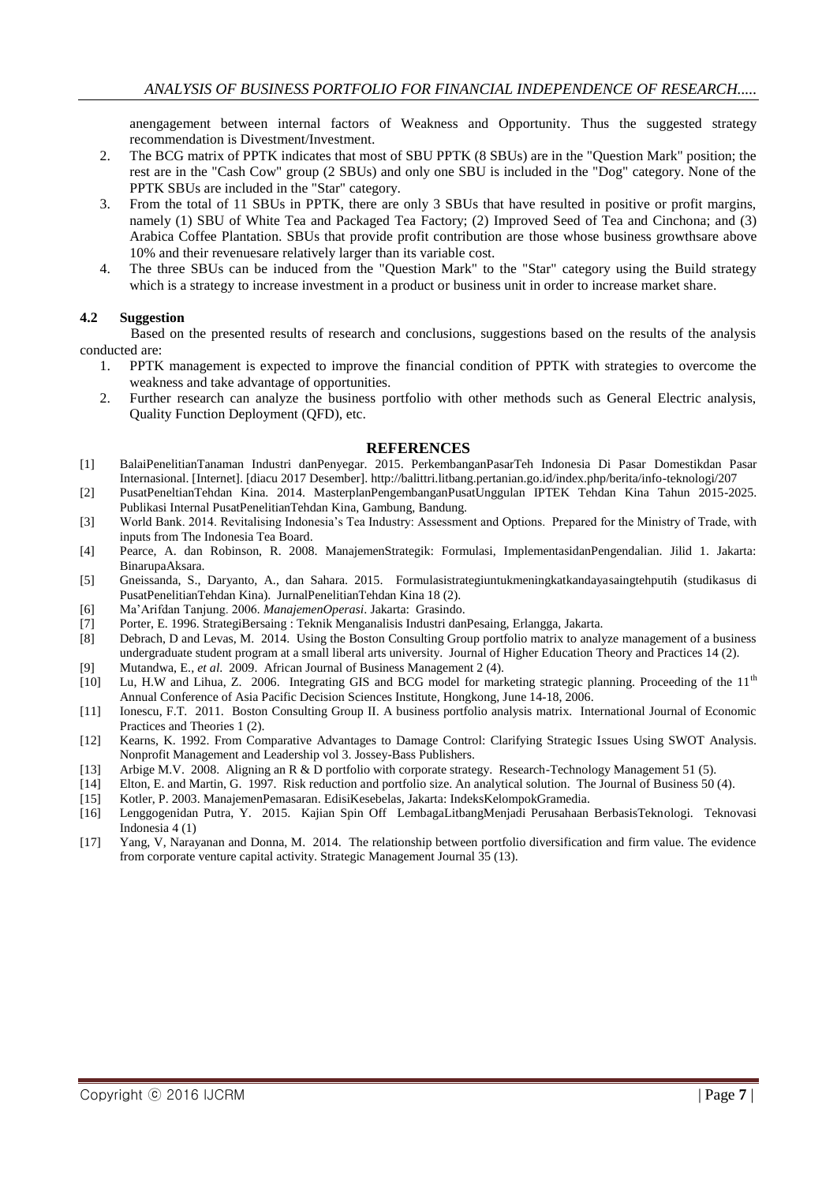anengagement between internal factors of Weakness and Opportunity. Thus the suggested strategy recommendation is Divestment/Investment.

2. The BCG matrix of PPTK indicates that most of SBU PPTK (8 SBUs) are in the "Question Mark" position; the rest are in the "Cash Cow" group (2 SBUs) and only one SBU is included in the "Dog" category. None of the PPTK SBUs are included in the "Star" category.
3. From the total of 11 SBUs in PPTK, there are only 3 SBUs that have resulted in positive or profit margins, namely (1) SBU of White Tea and Packaged Tea Factory; (2) Improved Seed of Tea and Cinchona; and (3) Arabica Coffee Plantation. SBUs that provide profit contribution are those whose business growthsare above 10% and their revenuesare relatively larger than its variable cost.
4. The three SBUs can be induced from the "Question Mark" to the "Star" category using the Build strategy which is a strategy to increase investment in a product or business unit in order to increase market share.

### 4.2 Suggestion

Based on the presented results of research and conclusions, suggestions based on the results of the analysis conducted are:

1. PPTK management is expected to improve the financial condition of PPTK with strategies to overcome the weakness and take advantage of opportunities.
2. Further research can analyze the business portfolio with other methods such as General Electric analysis, Quality Function Deployment (QFD), etc.

## REFERENCES

[1] BalaiPenelitianTanaman Industri danPenyegar. 2015. PerkembanganPasarTeh Indonesia Di Pasar Domestikdan Pasar Internasional. [Internet]. [diacu 2017 Desember]. http://balittri.litbang.pertanian.go.id/index.php/berita/info-teknologi/207

[2] PusatPeneltianTehdan Kina. 2014. MasterplanPengembanganPusatUnggulan IPTEK Tehdan Kina Tahun 2015-2025. Publikasi Internal PusatPenelitianTehdan Kina, Gambung, Bandung.

[3] World Bank. 2014. Revitalising Indonesia's Tea Industry: Assessment and Options. Prepared for the Ministry of Trade, with inputs from The Indonesia Tea Board.

[4] Pearce, A. dan Robinson, R. 2008. ManajemenStrategik: Formulasi, ImplementasidanPengendalian. Jilid 1. Jakarta: BinarupaAksara.

[5] Gneissanda, S., Daryanto, A., dan Sahara. 2015. Formulasistrategiuntukmeningkatkandayasaingtehputih (studikasus di PusatPenelitianTehdan Kina). JurnalPenelitianTehdan Kina 18 (2).

[6] Ma'Arifdan Tanjung. 2006. *ManajemenOperasi*. Jakarta: Grasindo.

[7] Porter, E. 1996. StrategiBersaing : Teknik Menganalisis Industri danPesaing, Erlangga, Jakarta.

[8] Debrach, D and Levas, M. 2014. Using the Boston Consulting Group portfolio matrix to analyze management of a business undergraduate student program at a small liberal arts university. Journal of Higher Education Theory and Practices 14 (2).

[9] Mutandwa, E., *et al*. 2009. African Journal of Business Management 2 (4).

[10] Lu, H.W and Lihua, Z. 2006. Integrating GIS and BCG model for marketing strategic planning. Proceeding of the 11th Annual Conference of Asia Pacific Decision Sciences Institute, Hongkong, June 14-18, 2006.

[11] Ionescu, F.T. 2011. Boston Consulting Group II. A business portfolio analysis matrix. International Journal of Economic Practices and Theories 1 (2).

[12] Kearns, K. 1992. From Comparative Advantages to Damage Control: Clarifying Strategic Issues Using SWOT Analysis. Nonprofit Management and Leadership vol 3. Jossey-Bass Publishers.

[13] Arbige M.V. 2008. Aligning an R & D portfolio with corporate strategy. Research-Technology Management 51 (5).

[14] Elton, E. and Martin, G. 1997. Risk reduction and portfolio size. An analytical solution. The Journal of Business 50 (4).

[15] Kotler, P. 2003. ManajemenPemasaran. EdisiKesebelas, Jakarta: IndeksKelompokGramedia.

[16] Lenggogenidan Putra, Y. 2015. Kajian Spin Off LembagaLitbangMenjadi Perusahaan BerbasisTeknologi. Teknovasi Indonesia 4 (1)

[17] Yang, V, Narayanan and Donna, M. 2014. The relationship between portfolio diversification and firm value. The evidence from corporate venture capital activity. Strategic Management Journal 35 (13).